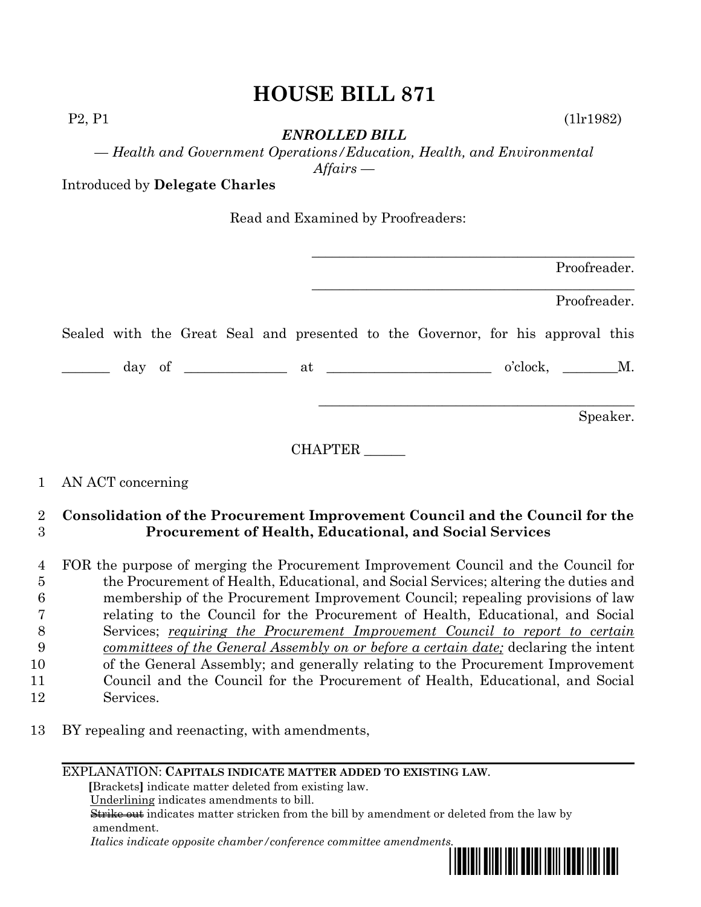# HOUSE BILL 871

P2, P1 (1lr1982)

***ENROLLED BILL***

*— Health and Government Operations/Education, Health, and Environmental Affairs —*

Introduced by **Delegate Charles**

Read and Examined by Proofreaders:

_______________________________________________
Proofreader.

_______________________________________________
Proofreader.

Sealed with the Great Seal and presented to the Governor, for his approval this

_______ day of ______________ at ______________________ o'clock, ________M.

_______________________________________________
Speaker.

CHAPTER ______

1 AN ACT concerning

2 **Consolidation of the Procurement Improvement Council and the Council for the**
3 **Procurement of Health, Educational, and Social Services**

4 FOR the purpose of merging the Procurement Improvement Council and the Council for
5 the Procurement of Health, Educational, and Social Services; altering the duties and
6 membership of the Procurement Improvement Council; repealing provisions of law
7 relating to the Council for the Procurement of Health, Educational, and Social
8 Services; *requiring the Procurement Improvement Council to report to certain*
9 *committees of the General Assembly on or before a certain date;* declaring the intent
10 of the General Assembly; and generally relating to the Procurement Improvement
11 Council and the Council for the Procurement of Health, Educational, and Social
12 Services.

13 BY repealing and reenacting, with amendments,

---

EXPLANATION: **CAPITALS INDICATE MATTER ADDED TO EXISTING LAW.**
**[**Brackets**]** indicate matter deleted from existing law.
Underlining indicates amendments to bill.
~~Strike out~~ indicates matter stricken from the bill by amendment or deleted from the law by amendment.
*Italics indicate opposite chamber/conference committee amendments.*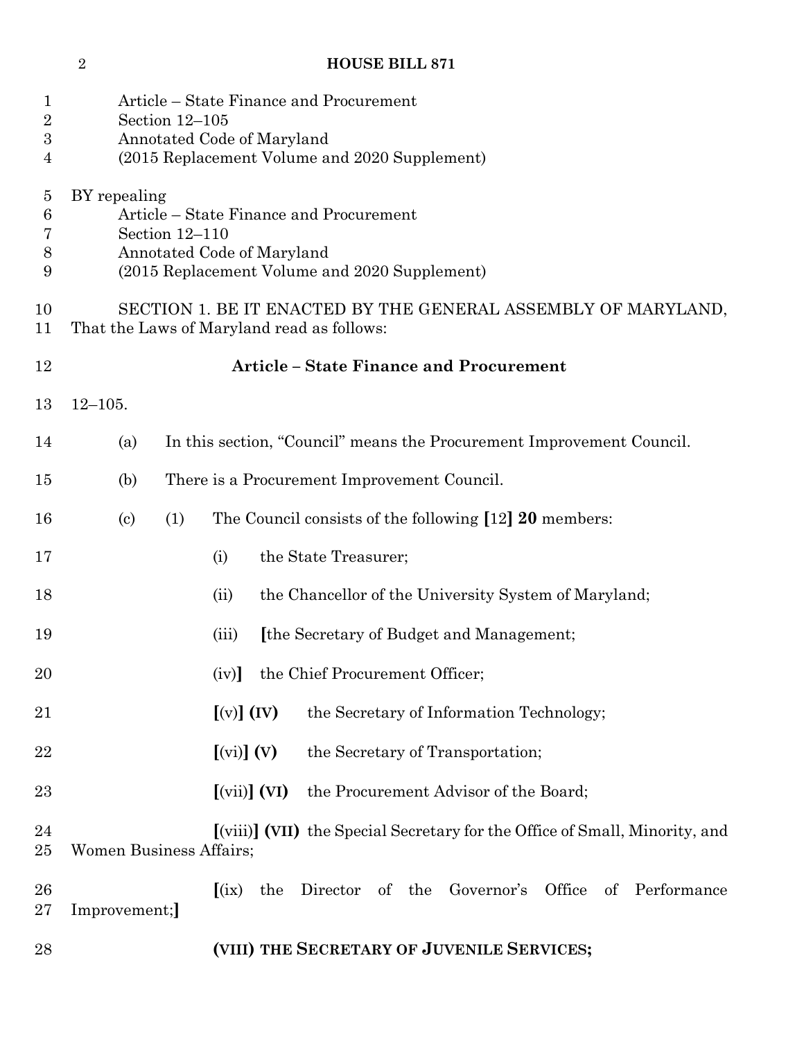Article – State Finance and Procurement
Section 12–105
Annotated Code of Maryland
(2015 Replacement Volume and 2020 Supplement)

BY repealing
Article – State Finance and Procurement
Section 12–110
Annotated Code of Maryland
(2015 Replacement Volume and 2020 Supplement)

SECTION 1. BE IT ENACTED BY THE GENERAL ASSEMBLY OF MARYLAND, That the Laws of Maryland read as follows:

**Article – State Finance and Procurement**

12–105.

(a) In this section, "Council" means the Procurement Improvement Council.

(b) There is a Procurement Improvement Council.

(c) (1) The Council consists of the following **[**12**] 20** members:

(i) the State Treasurer;

(ii) the Chancellor of the University System of Maryland;

(iii) **[**the Secretary of Budget and Management;

(iv)**]** the Chief Procurement Officer;

**[**(v)**] (IV)** the Secretary of Information Technology;

**[**(vi)**] (V)** the Secretary of Transportation;

**[**(vii)**] (VI)** the Procurement Advisor of the Board;

**[**(viii)**] (VII)** the Special Secretary for the Office of Small, Minority, and Women Business Affairs;

**[**(ix) the Director of the Governor's Office of Performance Improvement;**]**

**(VIII) THE SECRETARY OF JUVENILE SERVICES;**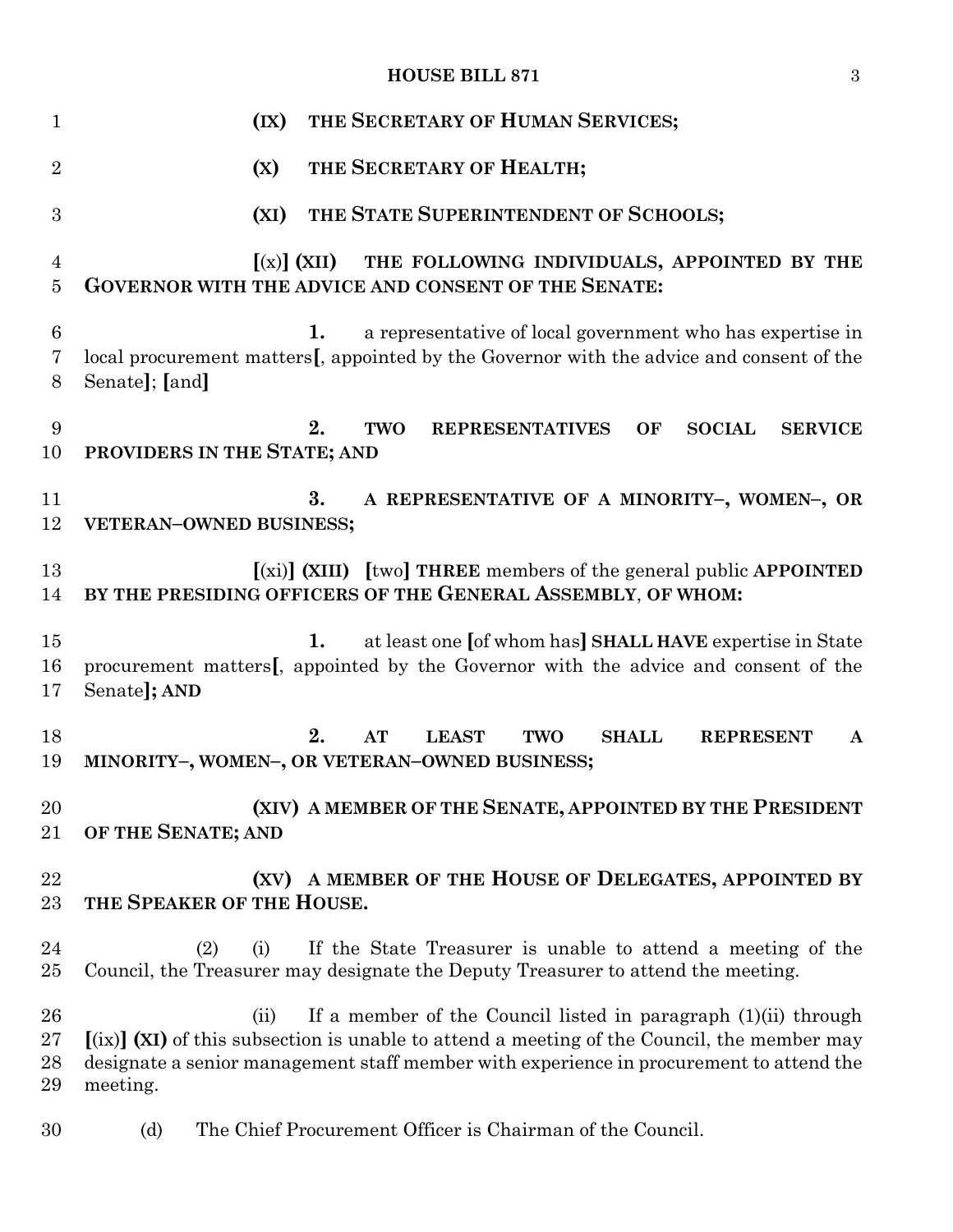**(IX) THE SECRETARY OF HUMAN SERVICES;**

**(X) THE SECRETARY OF HEALTH;**

**(XI) THE STATE SUPERINTENDENT OF SCHOOLS;**

**[**(x)**] (XII) THE FOLLOWING INDIVIDUALS, APPOINTED BY THE GOVERNOR WITH THE ADVICE AND CONSENT OF THE SENATE:**

**1.** a representative of local government who has expertise in local procurement matters**[**, appointed by the Governor with the advice and consent of the Senate**]**; **[**and**]**

**2. TWO REPRESENTATIVES OF SOCIAL SERVICE PROVIDERS IN THE STATE; AND**

**3. A REPRESENTATIVE OF A MINORITY–, WOMEN–, OR VETERAN–OWNED BUSINESS;**

**[**(xi)**] (XIII) [**two**] THREE** members of the general public **APPOINTED BY THE PRESIDING OFFICERS OF THE GENERAL ASSEMBLY**, **OF WHOM:**

**1.** at least one **[**of whom has**] SHALL HAVE** expertise in State procurement matters**[**, appointed by the Governor with the advice and consent of the Senate**]; AND**

**2. AT LEAST TWO SHALL REPRESENT A MINORITY–, WOMEN–, OR VETERAN–OWNED BUSINESS;**

**(XIV) A MEMBER OF THE SENATE, APPOINTED BY THE PRESIDENT OF THE SENATE; AND**

**(XV) A MEMBER OF THE HOUSE OF DELEGATES, APPOINTED BY THE SPEAKER OF THE HOUSE.**

(2) (i) If the State Treasurer is unable to attend a meeting of the Council, the Treasurer may designate the Deputy Treasurer to attend the meeting.

(ii) If a member of the Council listed in paragraph (1)(ii) through **[**(ix)**] (XI)** of this subsection is unable to attend a meeting of the Council, the member may designate a senior management staff member with experience in procurement to attend the meeting.

(d) The Chief Procurement Officer is Chairman of the Council.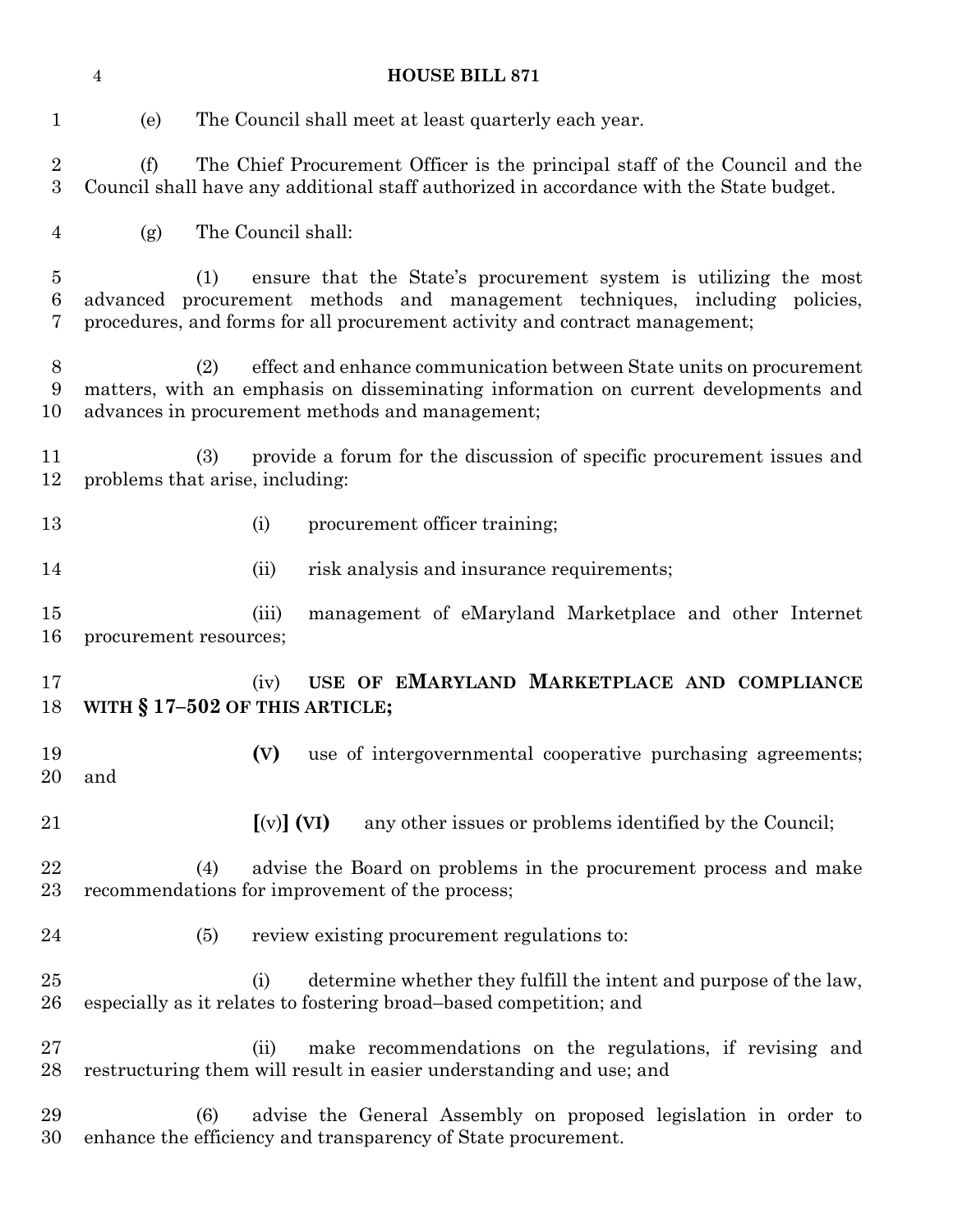(e) The Council shall meet at least quarterly each year.

(f) The Chief Procurement Officer is the principal staff of the Council and the Council shall have any additional staff authorized in accordance with the State budget.

(g) The Council shall:

(1) ensure that the State's procurement system is utilizing the most advanced procurement methods and management techniques, including policies, procedures, and forms for all procurement activity and contract management;

(2) effect and enhance communication between State units on procurement matters, with an emphasis on disseminating information on current developments and advances in procurement methods and management;

(3) provide a forum for the discussion of specific procurement issues and problems that arise, including:

(i) procurement officer training;

(ii) risk analysis and insurance requirements;

(iii) management of eMaryland Marketplace and other Internet procurement resources;

(iv) **USE OF EMARYLAND MARKETPLACE AND COMPLIANCE WITH § 17–502 OF THIS ARTICLE;**

**(V)** use of intergovernmental cooperative purchasing agreements; and

**[**(v)**] (VI)** any other issues or problems identified by the Council;

(4) advise the Board on problems in the procurement process and make recommendations for improvement of the process;

(5) review existing procurement regulations to:

(i) determine whether they fulfill the intent and purpose of the law, especially as it relates to fostering broad–based competition; and

(ii) make recommendations on the regulations, if revising and restructuring them will result in easier understanding and use; and

(6) advise the General Assembly on proposed legislation in order to enhance the efficiency and transparency of State procurement.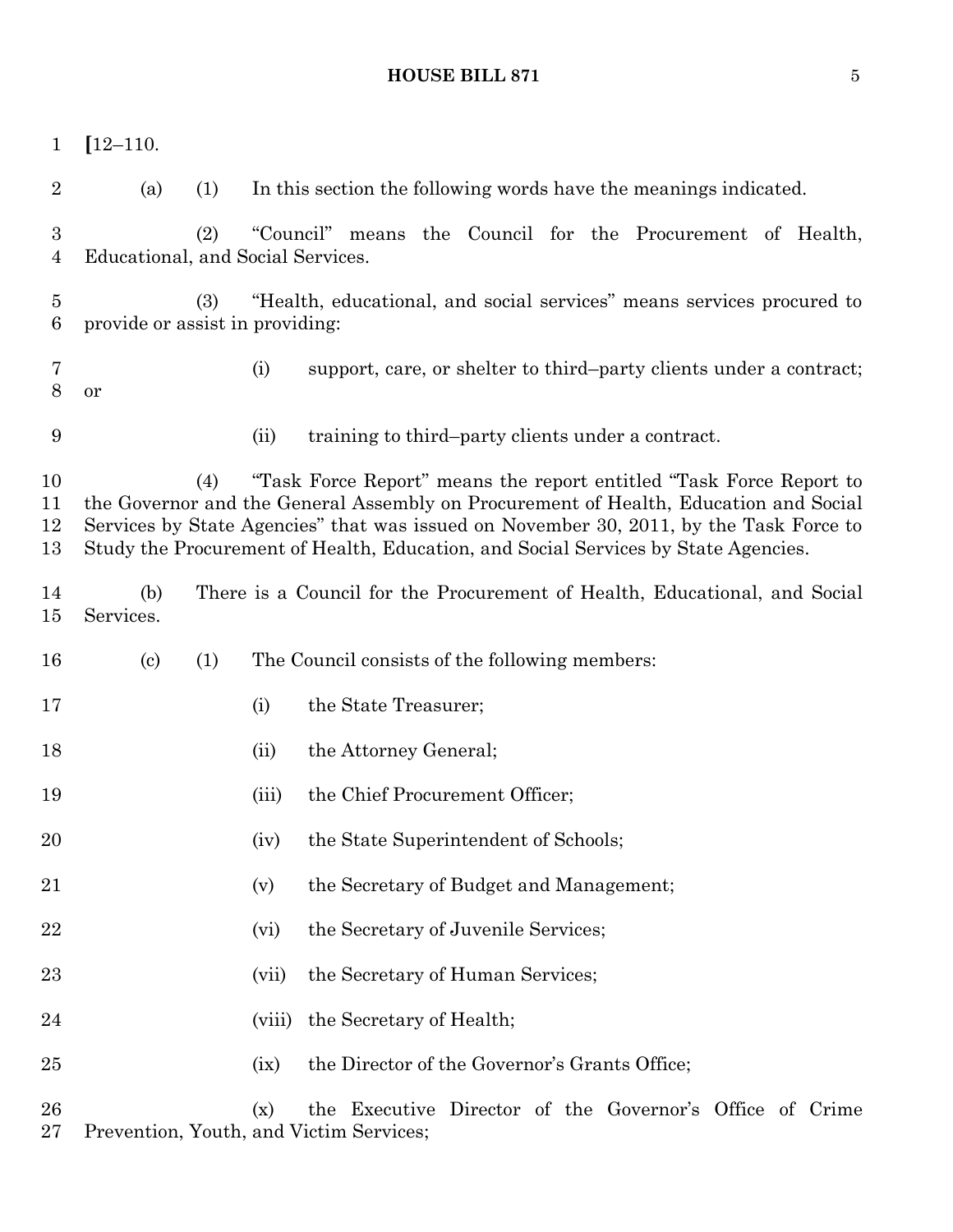[12–110.

(a) (1) In this section the following words have the meanings indicated.

(2) "Council" means the Council for the Procurement of Health, Educational, and Social Services.

(3) "Health, educational, and social services" means services procured to provide or assist in providing:

(i) support, care, or shelter to third–party clients under a contract; or

(ii) training to third–party clients under a contract.

(4) "Task Force Report" means the report entitled "Task Force Report to the Governor and the General Assembly on Procurement of Health, Education and Social Services by State Agencies" that was issued on November 30, 2011, by the Task Force to Study the Procurement of Health, Education, and Social Services by State Agencies.

(b) There is a Council for the Procurement of Health, Educational, and Social Services.

(c) (1) The Council consists of the following members:

(i) the State Treasurer;

(ii) the Attorney General;

(iii) the Chief Procurement Officer;

(iv) the State Superintendent of Schools;

(v) the Secretary of Budget and Management;

(vi) the Secretary of Juvenile Services;

(vii) the Secretary of Human Services;

(viii) the Secretary of Health;

(ix) the Director of the Governor's Grants Office;

(x) the Executive Director of the Governor's Office of Crime Prevention, Youth, and Victim Services;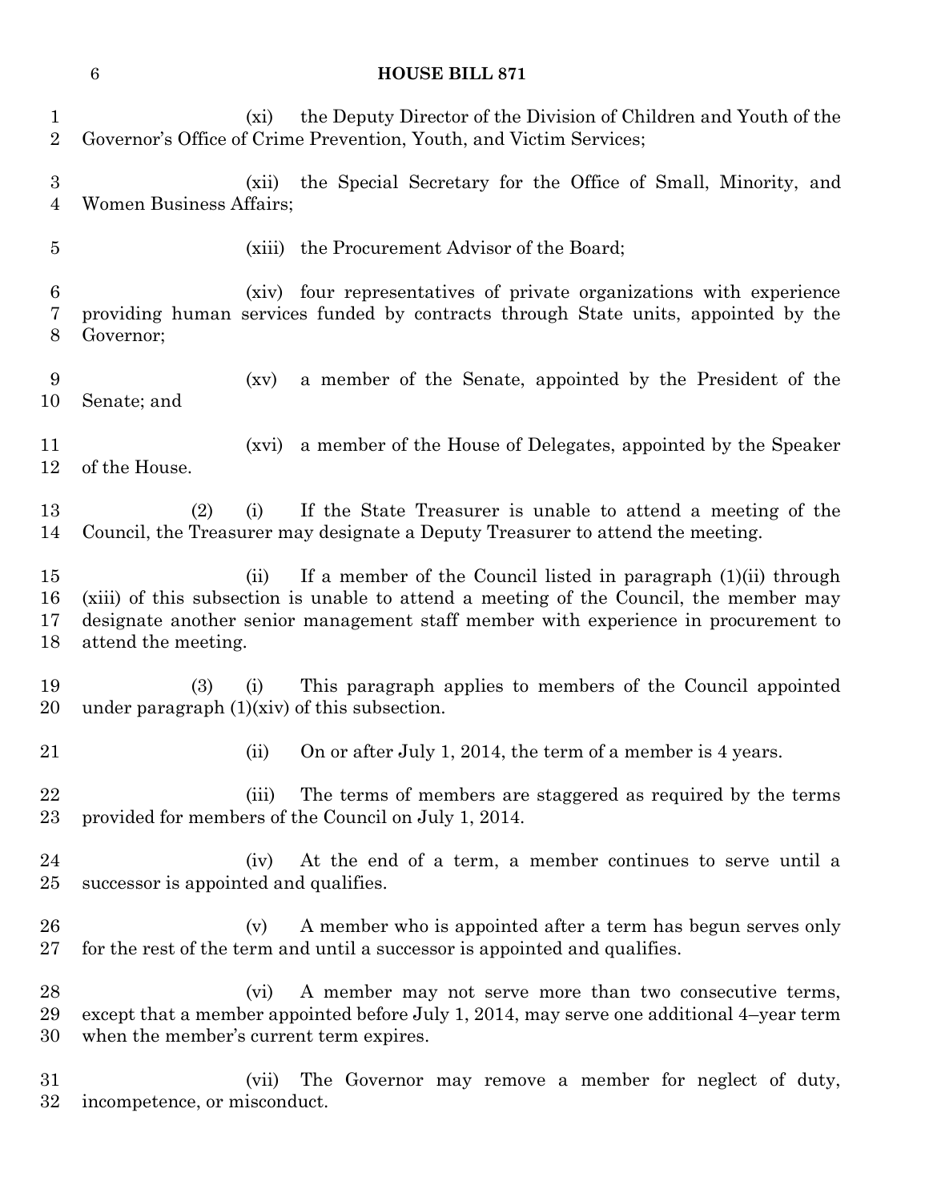(xi) the Deputy Director of the Division of Children and Youth of the Governor's Office of Crime Prevention, Youth, and Victim Services;

(xii) the Special Secretary for the Office of Small, Minority, and Women Business Affairs;

(xiii) the Procurement Advisor of the Board;

(xiv) four representatives of private organizations with experience providing human services funded by contracts through State units, appointed by the Governor;

(xv) a member of the Senate, appointed by the President of the Senate; and

(xvi) a member of the House of Delegates, appointed by the Speaker of the House.

(2) (i) If the State Treasurer is unable to attend a meeting of the Council, the Treasurer may designate a Deputy Treasurer to attend the meeting.

(ii) If a member of the Council listed in paragraph (1)(ii) through (xiii) of this subsection is unable to attend a meeting of the Council, the member may designate another senior management staff member with experience in procurement to attend the meeting.

(3) (i) This paragraph applies to members of the Council appointed under paragraph (1)(xiv) of this subsection.

(ii) On or after July 1, 2014, the term of a member is 4 years.

(iii) The terms of members are staggered as required by the terms provided for members of the Council on July 1, 2014.

(iv) At the end of a term, a member continues to serve until a successor is appointed and qualifies.

(v) A member who is appointed after a term has begun serves only for the rest of the term and until a successor is appointed and qualifies.

(vi) A member may not serve more than two consecutive terms, except that a member appointed before July 1, 2014, may serve one additional 4–year term when the member's current term expires.

(vii) The Governor may remove a member for neglect of duty, incompetence, or misconduct.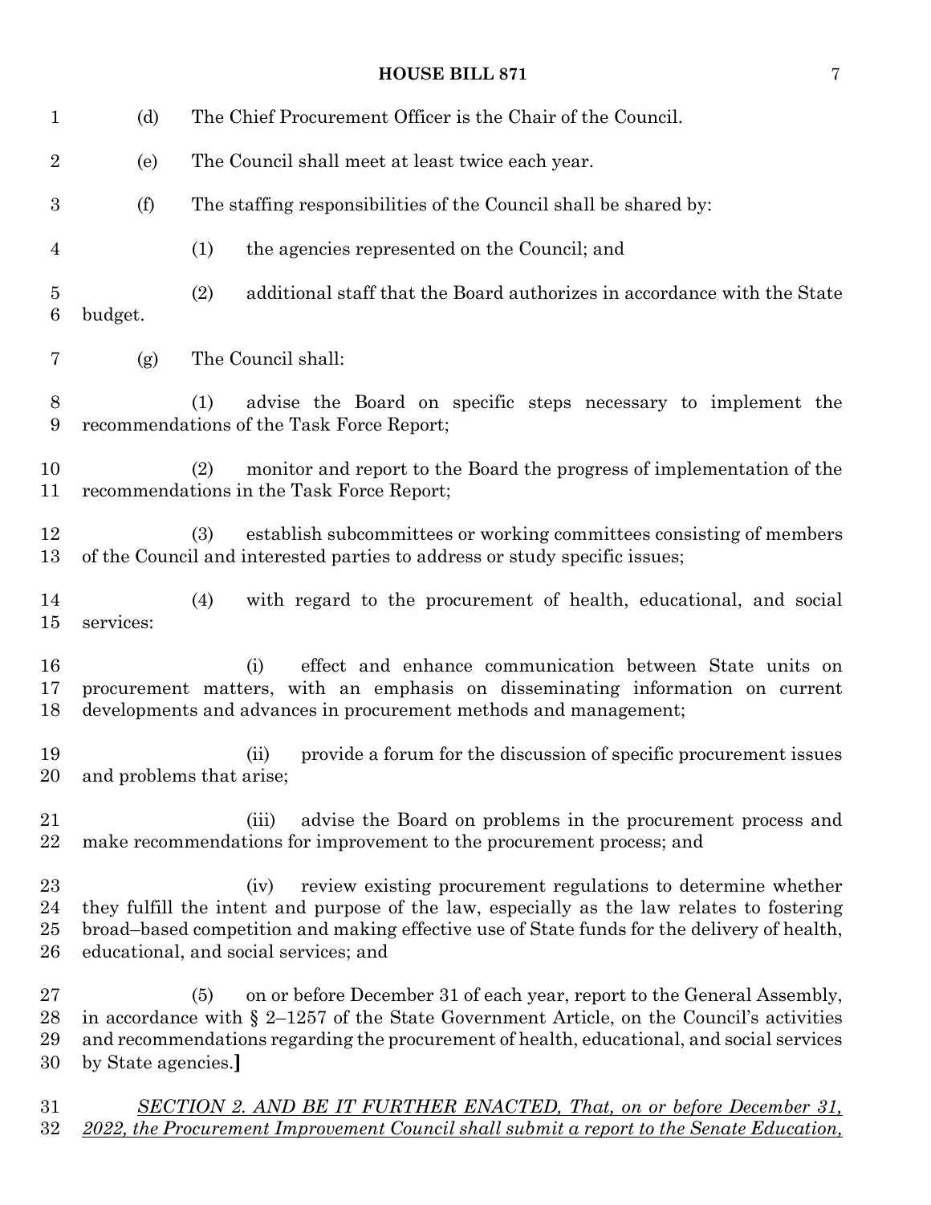(d) The Chief Procurement Officer is the Chair of the Council.

(e) The Council shall meet at least twice each year.

(f) The staffing responsibilities of the Council shall be shared by:

(1) the agencies represented on the Council; and

(2) additional staff that the Board authorizes in accordance with the State budget.

(g) The Council shall:

(1) advise the Board on specific steps necessary to implement the recommendations of the Task Force Report;

(2) monitor and report to the Board the progress of implementation of the recommendations in the Task Force Report;

(3) establish subcommittees or working committees consisting of members of the Council and interested parties to address or study specific issues;

(4) with regard to the procurement of health, educational, and social services:

(i) effect and enhance communication between State units on procurement matters, with an emphasis on disseminating information on current developments and advances in procurement methods and management;

(ii) provide a forum for the discussion of specific procurement issues and problems that arise;

(iii) advise the Board on problems in the procurement process and make recommendations for improvement to the procurement process; and

(iv) review existing procurement regulations to determine whether they fulfill the intent and purpose of the law, especially as the law relates to fostering broad–based competition and making effective use of State funds for the delivery of health, educational, and social services; and

(5) on or before December 31 of each year, report to the General Assembly, in accordance with § 2–1257 of the State Government Article, on the Council's activities and recommendations regarding the procurement of health, educational, and social services by State agencies.**]**

<u>*SECTION 2. AND BE IT FURTHER ENACTED, That, on or before December 31, 2022, the Procurement Improvement Council shall submit a report to the Senate Education,*</u>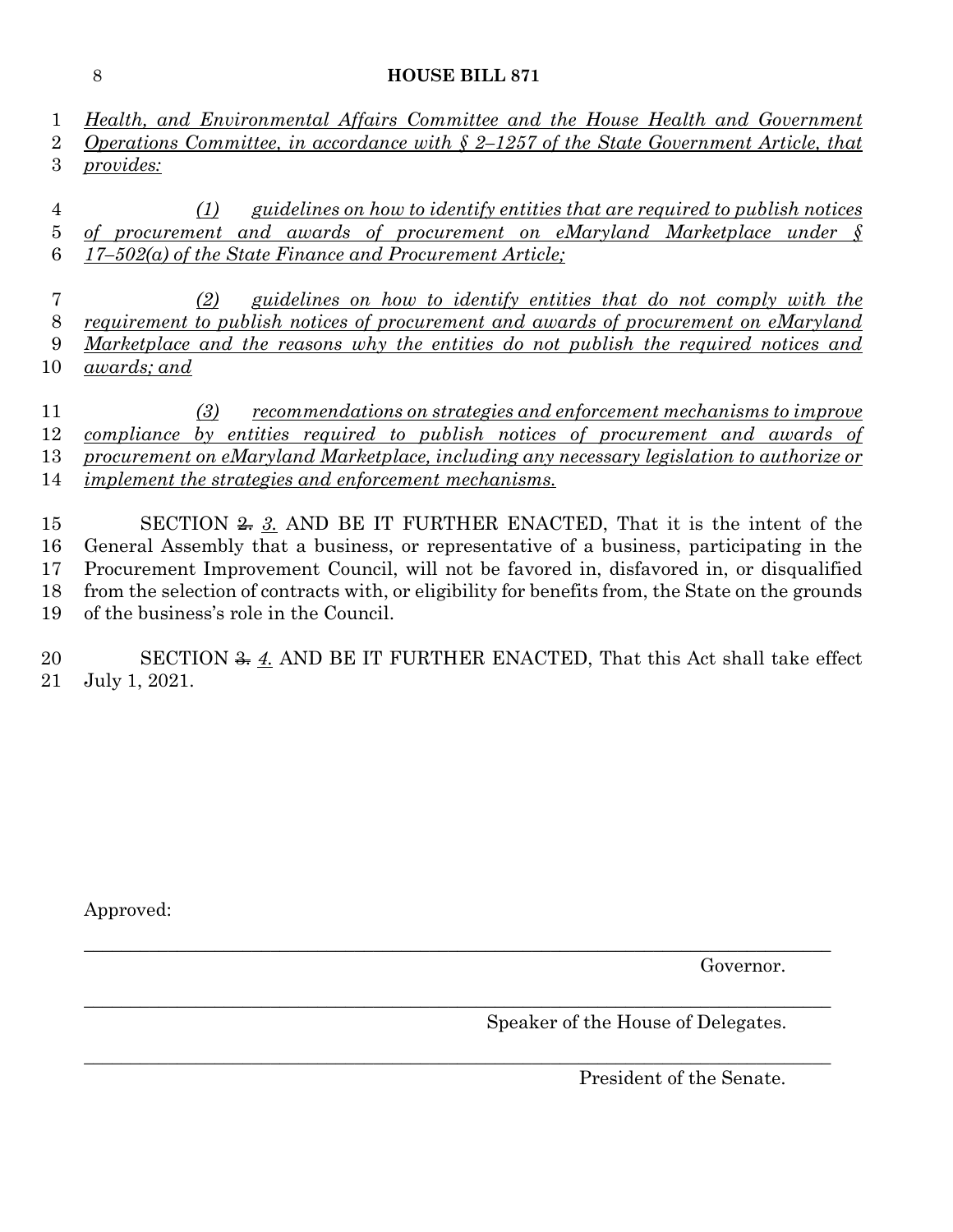*Health, and Environmental Affairs Committee and the House Health and Government Operations Committee, in accordance with § 2–1257 of the State Government Article, that provides:*

*(1) guidelines on how to identify entities that are required to publish notices of procurement and awards of procurement on eMaryland Marketplace under § 17–502(a) of the State Finance and Procurement Article;*

*(2) guidelines on how to identify entities that do not comply with the requirement to publish notices of procurement and awards of procurement on eMaryland Marketplace and the reasons why the entities do not publish the required notices and awards; and*

*(3) recommendations on strategies and enforcement mechanisms to improve compliance by entities required to publish notices of procurement and awards of procurement on eMaryland Marketplace, including any necessary legislation to authorize or implement the strategies and enforcement mechanisms.*

SECTION ~~2.~~ *3.* AND BE IT FURTHER ENACTED, That it is the intent of the General Assembly that a business, or representative of a business, participating in the Procurement Improvement Council, will not be favored in, disfavored in, or disqualified from the selection of contracts with, or eligibility for benefits from, the State on the grounds of the business's role in the Council.

SECTION ~~3.~~ *4.* AND BE IT FURTHER ENACTED, That this Act shall take effect July 1, 2021.

Approved:

\_\_\_\_\_\_\_\_\_\_\_\_\_\_\_\_\_\_\_\_\_\_\_\_\_\_\_\_\_\_\_\_\_\_\_\_\_\_\_\_\_\_\_\_\_\_\_\_\_\_\_\_\_\_\_\_\_\_\_\_\_\_\_\_\_\_\_\_\_\_\_\_\_\_\_\_\_\_\_\_\_\_

Governor.

\_\_\_\_\_\_\_\_\_\_\_\_\_\_\_\_\_\_\_\_\_\_\_\_\_\_\_\_\_\_\_\_\_\_\_\_\_\_\_\_\_\_\_\_\_\_\_\_\_\_\_\_\_\_\_\_\_\_\_\_\_\_\_\_\_\_\_\_\_\_\_\_\_\_\_\_\_\_\_\_\_\_

Speaker of the House of Delegates.

\_\_\_\_\_\_\_\_\_\_\_\_\_\_\_\_\_\_\_\_\_\_\_\_\_\_\_\_\_\_\_\_\_\_\_\_\_\_\_\_\_\_\_\_\_\_\_\_\_\_\_\_\_\_\_\_\_\_\_\_\_\_\_\_\_\_\_\_\_\_\_\_\_\_\_\_\_\_\_\_\_\_

President of the Senate.